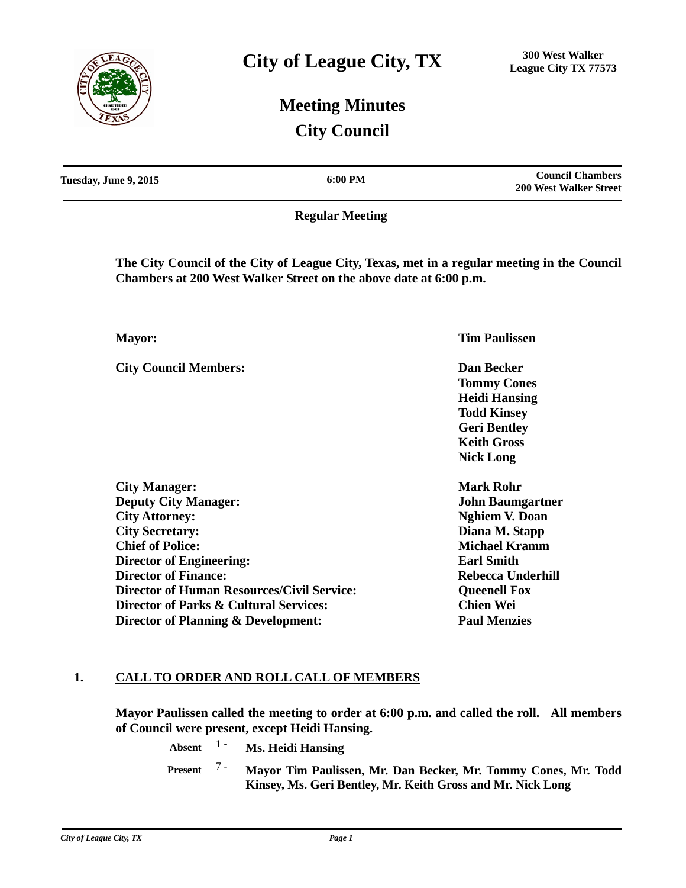# City of League City, TX

300 West Walker
League City TX 77573

## Meeting Minutes
## City Council

| | | |
|---|---|---|
| **Tuesday, June 9, 2015** | **6:00 PM** | **Council Chambers 200 West Walker Street** |

**Regular Meeting**

**The City Council of the City of League City, Texas, met in a regular meeting in the Council Chambers at 200 West Walker Street on the above date at 6:00 p.m.**

| | |
|---|---|
| **Mayor:** | **Tim Paulissen** |
| **City Council Members:** | **Dan Becker** |
| | **Tommy Cones** |
| | **Heidi Hansing** |
| | **Todd Kinsey** |
| | **Geri Bentley** |
| | **Keith Gross** |
| | **Nick Long** |
| **City Manager:** | **Mark Rohr** |
| **Deputy City Manager:** | **John Baumgartner** |
| **City Attorney:** | **Nghiem V. Doan** |
| **City Secretary:** | **Diana M. Stapp** |
| **Chief of Police:** | **Michael Kramm** |
| **Director of Engineering:** | **Earl Smith** |
| **Director of Finance:** | **Rebecca Underhill** |
| **Director of Human Resources/Civil Service:** | **Queenell Fox** |
| **Director of Parks & Cultural Services:** | **Chien Wei** |
| **Director of Planning & Development:** | **Paul Menzies** |

## 1. CALL TO ORDER AND ROLL CALL OF MEMBERS

**Mayor Paulissen called the meeting to order at 6:00 p.m. and called the roll. All members of Council were present, except Heidi Hansing.**

**Absent** 1 - **Ms. Heidi Hansing**

**Present** 7 - **Mayor Tim Paulissen, Mr. Dan Becker, Mr. Tommy Cones, Mr. Todd Kinsey, Ms. Geri Bentley, Mr. Keith Gross and Mr. Nick Long**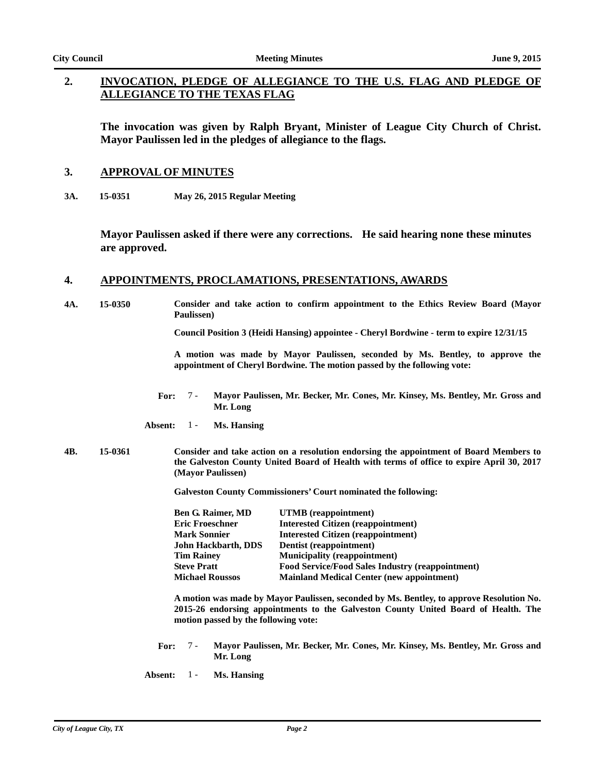## 2. INVOCATION, PLEDGE OF ALLEGIANCE TO THE U.S. FLAG AND PLEDGE OF ALLEGIANCE TO THE TEXAS FLAG

**The invocation was given by Ralph Bryant, Minister of League City Church of Christ. Mayor Paulissen led in the pledges of allegiance to the flags.**

## 3. APPROVAL OF MINUTES

**3A. 15-0351 May 26, 2015 Regular Meeting**

**Mayor Paulissen asked if there were any corrections. He said hearing none these minutes are approved.**

## 4. APPOINTMENTS, PROCLAMATIONS, PRESENTATIONS, AWARDS

**4A. 15-0350 Consider and take action to confirm appointment to the Ethics Review Board (Mayor Paulissen)**

**Council Position 3 (Heidi Hansing) appointee - Cheryl Bordwine - term to expire 12/31/15**

**A motion was made by Mayor Paulissen, seconded by Ms. Bentley, to approve the appointment of Cheryl Bordwine. The motion passed by the following vote:**

**For:** 7 - **Mayor Paulissen, Mr. Becker, Mr. Cones, Mr. Kinsey, Ms. Bentley, Mr. Gross and Mr. Long**

**Absent:** 1 - **Ms. Hansing**

**4B. 15-0361 Consider and take action on a resolution endorsing the appointment of Board Members to the Galveston County United Board of Health with terms of office to expire April 30, 2017 (Mayor Paulissen)**

**Galveston County Commissioners' Court nominated the following:**

| | |
|---|---|
| **Ben G. Raimer, MD** | **UTMB (reappointment)** |
| **Eric Froeschner** | **Interested Citizen (reappointment)** |
| **Mark Sonnier** | **Interested Citizen (reappointment)** |
| **John Hackbarth, DDS** | **Dentist (reappointment)** |
| **Tim Rainey** | **Municipality (reappointment)** |
| **Steve Pratt** | **Food Service/Food Sales Industry (reappointment)** |
| **Michael Roussos** | **Mainland Medical Center (new appointment)** |

**A motion was made by Mayor Paulissen, seconded by Ms. Bentley, to approve Resolution No. 2015-26 endorsing appointments to the Galveston County United Board of Health. The motion passed by the following vote:**

**For:** 7 - **Mayor Paulissen, Mr. Becker, Mr. Cones, Mr. Kinsey, Ms. Bentley, Mr. Gross and Mr. Long**

**Absent:** 1 - **Ms. Hansing**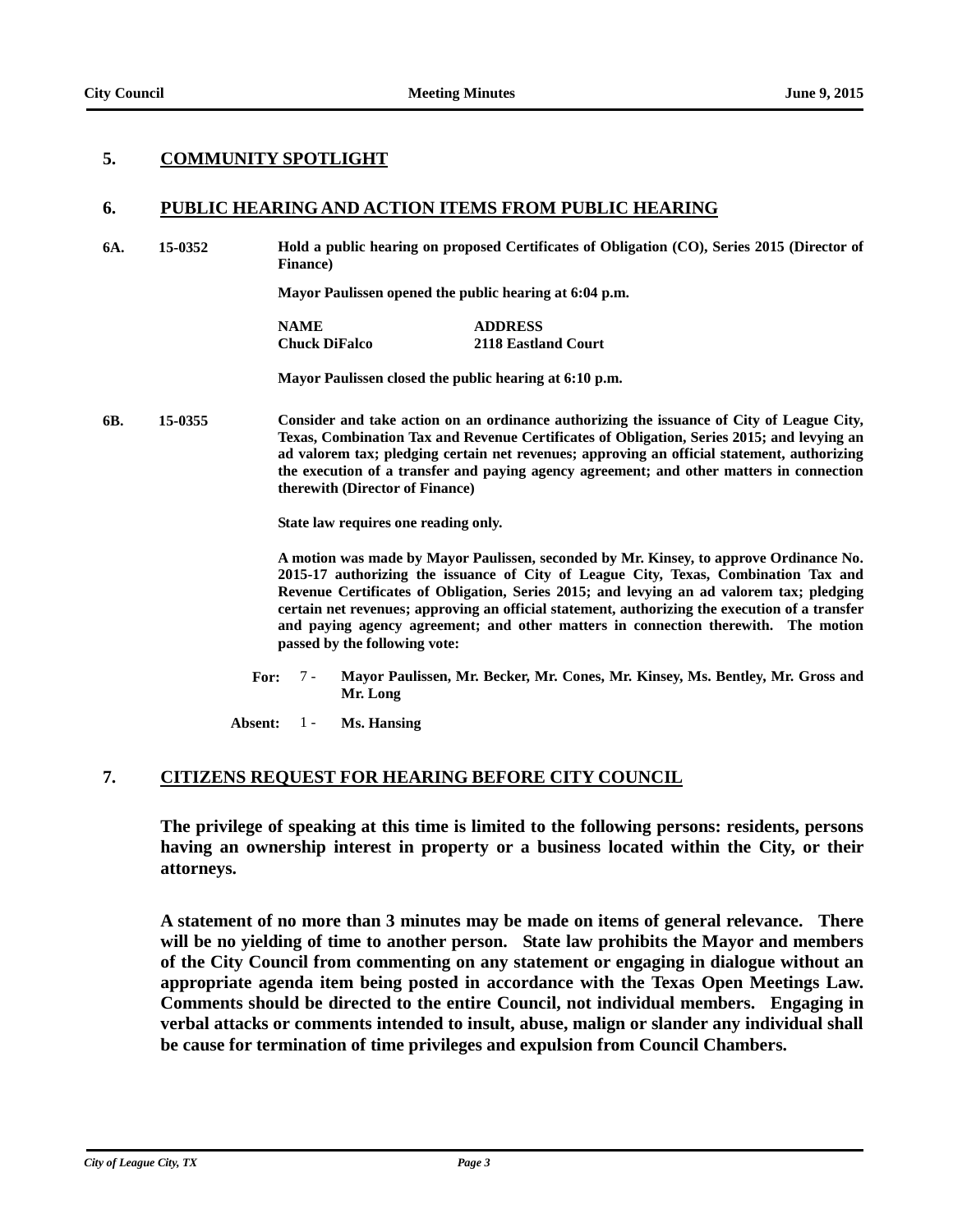## 5. COMMUNITY SPOTLIGHT

## 6. PUBLIC HEARING AND ACTION ITEMS FROM PUBLIC HEARING

**6A. 15-0352** **Hold a public hearing on proposed Certificates of Obligation (CO), Series 2015 (Director of Finance)**

**Mayor Paulissen opened the public hearing at 6:04 p.m.**

| NAME | ADDRESS |
|---|---|
| Chuck DiFalco | 2118 Eastland Court |

**Mayor Paulissen closed the public hearing at 6:10 p.m.**

**6B. 15-0355** **Consider and take action on an ordinance authorizing the issuance of City of League City, Texas, Combination Tax and Revenue Certificates of Obligation, Series 2015; and levying an ad valorem tax; pledging certain net revenues; approving an official statement, authorizing the execution of a transfer and paying agency agreement; and other matters in connection therewith (Director of Finance)**

**State law requires one reading only.**

**A motion was made by Mayor Paulissen, seconded by Mr. Kinsey, to approve Ordinance No. 2015-17 authorizing the issuance of City of League City, Texas, Combination Tax and Revenue Certificates of Obligation, Series 2015; and levying an ad valorem tax; pledging certain net revenues; approving an official statement, authorizing the execution of a transfer and paying agency agreement; and other matters in connection therewith. The motion passed by the following vote:**

**For:** 7 - **Mayor Paulissen, Mr. Becker, Mr. Cones, Mr. Kinsey, Ms. Bentley, Mr. Gross and Mr. Long**

**Absent:** 1 - **Ms. Hansing**

## 7. CITIZENS REQUEST FOR HEARING BEFORE CITY COUNCIL

**The privilege of speaking at this time is limited to the following persons: residents, persons having an ownership interest in property or a business located within the City, or their attorneys.**

**A statement of no more than 3 minutes may be made on items of general relevance. There will be no yielding of time to another person. State law prohibits the Mayor and members of the City Council from commenting on any statement or engaging in dialogue without an appropriate agenda item being posted in accordance with the Texas Open Meetings Law. Comments should be directed to the entire Council, not individual members. Engaging in verbal attacks or comments intended to insult, abuse, malign or slander any individual shall be cause for termination of time privileges and expulsion from Council Chambers.**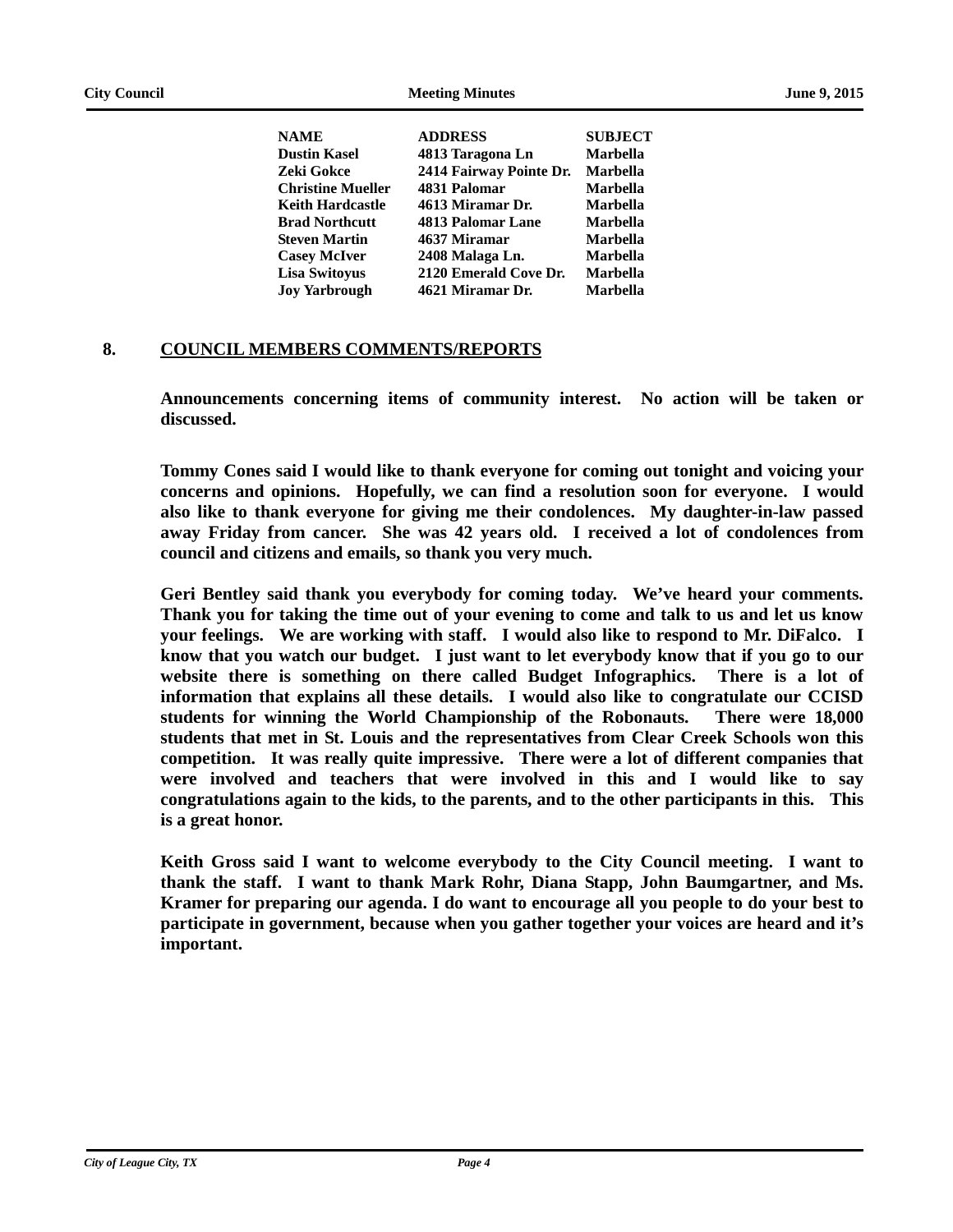| NAME | ADDRESS | SUBJECT |
|---|---|---|
| Dustin Kasel | 4813 Taragona Ln | Marbella |
| Zeki Gokce | 2414 Fairway Pointe Dr. | Marbella |
| Christine Mueller | 4831 Palomar | Marbella |
| Keith Hardcastle | 4613 Miramar Dr. | Marbella |
| Brad Northcutt | 4813 Palomar Lane | Marbella |
| Steven Martin | 4637 Miramar | Marbella |
| Casey McIver | 2408 Malaga Ln. | Marbella |
| Lisa Switoyus | 2120 Emerald Cove Dr. | Marbella |
| Joy Yarbrough | 4621 Miramar Dr. | Marbella |

## 8. COUNCIL MEMBERS COMMENTS/REPORTS

**Announcements concerning items of community interest. No action will be taken or discussed.**

**Tommy Cones said I would like to thank everyone for coming out tonight and voicing your concerns and opinions. Hopefully, we can find a resolution soon for everyone. I would also like to thank everyone for giving me their condolences. My daughter-in-law passed away Friday from cancer. She was 42 years old. I received a lot of condolences from council and citizens and emails, so thank you very much.**

**Geri Bentley said thank you everybody for coming today. We've heard your comments. Thank you for taking the time out of your evening to come and talk to us and let us know your feelings. We are working with staff. I would also like to respond to Mr. DiFalco. I know that you watch our budget. I just want to let everybody know that if you go to our website there is something on there called Budget Infographics. There is a lot of information that explains all these details. I would also like to congratulate our CCISD students for winning the World Championship of the Robonauts. There were 18,000 students that met in St. Louis and the representatives from Clear Creek Schools won this competition. It was really quite impressive. There were a lot of different companies that were involved and teachers that were involved in this and I would like to say congratulations again to the kids, to the parents, and to the other participants in this. This is a great honor.**

**Keith Gross said I want to welcome everybody to the City Council meeting. I want to thank the staff. I want to thank Mark Rohr, Diana Stapp, John Baumgartner, and Ms. Kramer for preparing our agenda. I do want to encourage all you people to do your best to participate in government, because when you gather together your voices are heard and it's important.**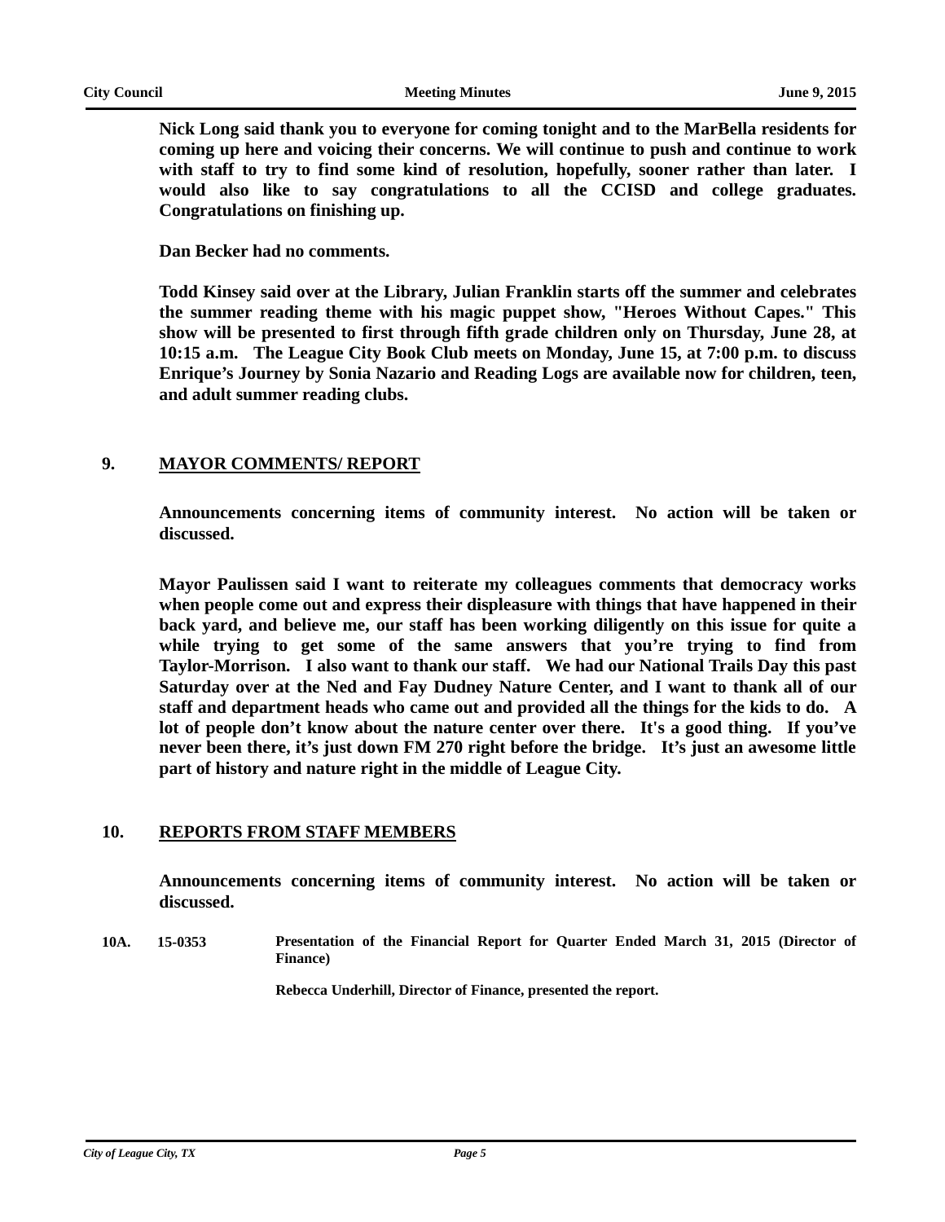**Nick Long said thank you to everyone for coming tonight and to the MarBella residents for coming up here and voicing their concerns. We will continue to push and continue to work with staff to try to find some kind of resolution, hopefully, sooner rather than later. I would also like to say congratulations to all the CCISD and college graduates. Congratulations on finishing up.**

**Dan Becker had no comments.**

**Todd Kinsey said over at the Library, Julian Franklin starts off the summer and celebrates the summer reading theme with his magic puppet show, "Heroes Without Capes." This show will be presented to first through fifth grade children only on Thursday, June 28, at 10:15 a.m. The League City Book Club meets on Monday, June 15, at 7:00 p.m. to discuss Enrique's Journey by Sonia Nazario and Reading Logs are available now for children, teen, and adult summer reading clubs.**

## 9. MAYOR COMMENTS/ REPORT

**Announcements concerning items of community interest. No action will be taken or discussed.**

**Mayor Paulissen said I want to reiterate my colleagues comments that democracy works when people come out and express their displeasure with things that have happened in their back yard, and believe me, our staff has been working diligently on this issue for quite a while trying to get some of the same answers that you're trying to find from Taylor-Morrison. I also want to thank our staff. We had our National Trails Day this past Saturday over at the Ned and Fay Dudney Nature Center, and I want to thank all of our staff and department heads who came out and provided all the things for the kids to do. A lot of people don't know about the nature center over there. It's a good thing. If you've never been there, it's just down FM 270 right before the bridge. It's just an awesome little part of history and nature right in the middle of League City.**

## 10. REPORTS FROM STAFF MEMBERS

**Announcements concerning items of community interest. No action will be taken or discussed.**

**10A. 15-0353 Presentation of the Financial Report for Quarter Ended March 31, 2015 (Director of Finance)**

**Rebecca Underhill, Director of Finance, presented the report.**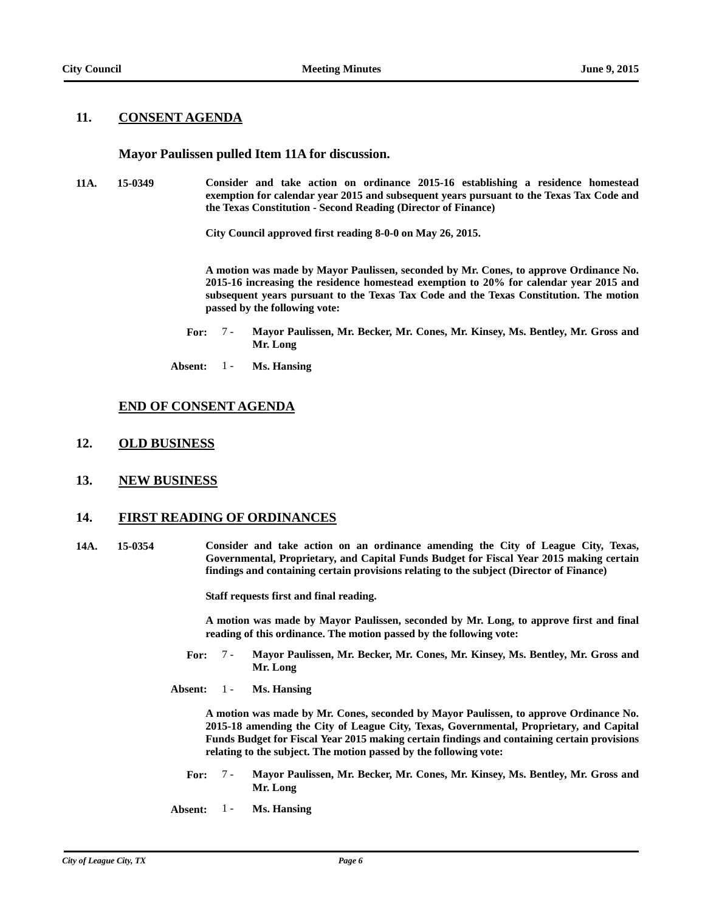## 11. CONSENT AGENDA

**Mayor Paulissen pulled Item 11A for discussion.**

**11A. 15-0349** **Consider and take action on ordinance 2015-16 establishing a residence homestead exemption for calendar year 2015 and subsequent years pursuant to the Texas Tax Code and the Texas Constitution - Second Reading (Director of Finance)**

**City Council approved first reading 8-0-0 on May 26, 2015.**

**A motion was made by Mayor Paulissen, seconded by Mr. Cones, to approve Ordinance No. 2015-16 increasing the residence homestead exemption to 20% for calendar year 2015 and subsequent years pursuant to the Texas Tax Code and the Texas Constitution. The motion passed by the following vote:**

**For:** 7 - **Mayor Paulissen, Mr. Becker, Mr. Cones, Mr. Kinsey, Ms. Bentley, Mr. Gross and Mr. Long**

**Absent:** 1 - **Ms. Hansing**

## END OF CONSENT AGENDA

## 12. OLD BUSINESS

## 13. NEW BUSINESS

## 14. FIRST READING OF ORDINANCES

**14A. 15-0354** **Consider and take action on an ordinance amending the City of League City, Texas, Governmental, Proprietary, and Capital Funds Budget for Fiscal Year 2015 making certain findings and containing certain provisions relating to the subject (Director of Finance)**

**Staff requests first and final reading.**

**A motion was made by Mayor Paulissen, seconded by Mr. Long, to approve first and final reading of this ordinance. The motion passed by the following vote:**

**For:** 7 - **Mayor Paulissen, Mr. Becker, Mr. Cones, Mr. Kinsey, Ms. Bentley, Mr. Gross and Mr. Long**

**Absent:** 1 - **Ms. Hansing**

**A motion was made by Mr. Cones, seconded by Mayor Paulissen, to approve Ordinance No. 2015-18 amending the City of League City, Texas, Governmental, Proprietary, and Capital Funds Budget for Fiscal Year 2015 making certain findings and containing certain provisions relating to the subject. The motion passed by the following vote:**

**For:** 7 - **Mayor Paulissen, Mr. Becker, Mr. Cones, Mr. Kinsey, Ms. Bentley, Mr. Gross and Mr. Long**

**Absent:** 1 - **Ms. Hansing**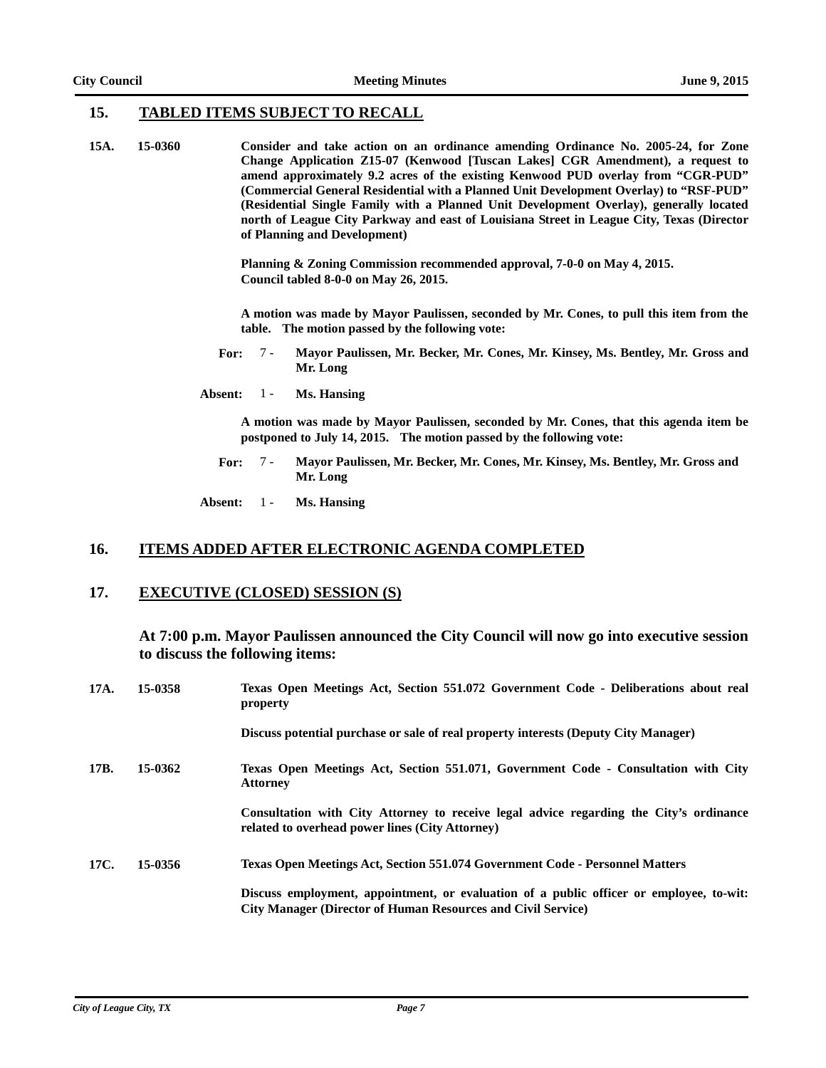## 15. TABLED ITEMS SUBJECT TO RECALL

**15A. 15-0360** **Consider and take action on an ordinance amending Ordinance No. 2005-24, for Zone Change Application Z15-07 (Kenwood [Tuscan Lakes] CGR Amendment), a request to amend approximately 9.2 acres of the existing Kenwood PUD overlay from "CGR-PUD" (Commercial General Residential with a Planned Unit Development Overlay) to "RSF-PUD" (Residential Single Family with a Planned Unit Development Overlay), generally located north of League City Parkway and east of Louisiana Street in League City, Texas (Director of Planning and Development)**

**Planning & Zoning Commission recommended approval, 7-0-0 on May 4, 2015.**
**Council tabled 8-0-0 on May 26, 2015.**

**A motion was made by Mayor Paulissen, seconded by Mr. Cones, to pull this item from the table. The motion passed by the following vote:**

**For:** 7 - **Mayor Paulissen, Mr. Becker, Mr. Cones, Mr. Kinsey, Ms. Bentley, Mr. Gross and Mr. Long**

**Absent:** 1 - **Ms. Hansing**

**A motion was made by Mayor Paulissen, seconded by Mr. Cones, that this agenda item be postponed to July 14, 2015. The motion passed by the following vote:**

**For:** 7 - **Mayor Paulissen, Mr. Becker, Mr. Cones, Mr. Kinsey, Ms. Bentley, Mr. Gross and Mr. Long**

**Absent:** 1 - **Ms. Hansing**

## 16. ITEMS ADDED AFTER ELECTRONIC AGENDA COMPLETED

## 17. EXECUTIVE (CLOSED) SESSION (S)

**At 7:00 p.m. Mayor Paulissen announced the City Council will now go into executive session to discuss the following items:**

**17A. 15-0358** **Texas Open Meetings Act, Section 551.072 Government Code - Deliberations about real property**

**Discuss potential purchase or sale of real property interests (Deputy City Manager)**

**17B. 15-0362** **Texas Open Meetings Act, Section 551.071, Government Code - Consultation with City Attorney**

**Consultation with City Attorney to receive legal advice regarding the City's ordinance related to overhead power lines (City Attorney)**

**17C. 15-0356** **Texas Open Meetings Act, Section 551.074 Government Code - Personnel Matters**

**Discuss employment, appointment, or evaluation of a public officer or employee, to-wit: City Manager (Director of Human Resources and Civil Service)**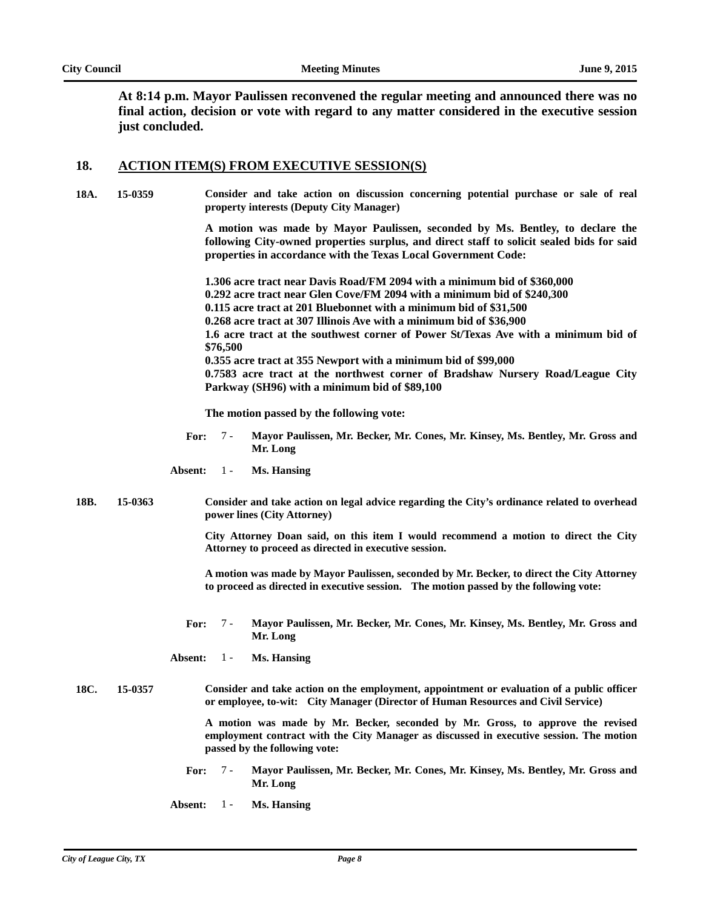**At 8:14 p.m. Mayor Paulissen reconvened the regular meeting and announced there was no final action, decision or vote with regard to any matter considered in the executive session just concluded.**

## 18. ACTION ITEM(S) FROM EXECUTIVE SESSION(S)

**18A. 15-0359** **Consider and take action on discussion concerning potential purchase or sale of real property interests (Deputy City Manager)**

**A motion was made by Mayor Paulissen, seconded by Ms. Bentley, to declare the following City-owned properties surplus, and direct staff to solicit sealed bids for said properties in accordance with the Texas Local Government Code:**

**1.306 acre tract near Davis Road/FM 2094 with a minimum bid of $360,000**
**0.292 acre tract near Glen Cove/FM 2094 with a minimum bid of $240,300**
**0.115 acre tract at 201 Bluebonnet with a minimum bid of $31,500**
**0.268 acre tract at 307 Illinois Ave with a minimum bid of $36,900**
**1.6 acre tract at the southwest corner of Power St/Texas Ave with a minimum bid of $76,500**
**0.355 acre tract at 355 Newport with a minimum bid of $99,000**
**0.7583 acre tract at the northwest corner of Bradshaw Nursery Road/League City Parkway (SH96) with a minimum bid of $89,100**

**The motion passed by the following vote:**

**For:** 7 - **Mayor Paulissen, Mr. Becker, Mr. Cones, Mr. Kinsey, Ms. Bentley, Mr. Gross and Mr. Long**

**Absent:** 1 - **Ms. Hansing**

**18B. 15-0363** **Consider and take action on legal advice regarding the City's ordinance related to overhead power lines (City Attorney)**

**City Attorney Doan said, on this item I would recommend a motion to direct the City Attorney to proceed as directed in executive session.**

**A motion was made by Mayor Paulissen, seconded by Mr. Becker, to direct the City Attorney to proceed as directed in executive session. The motion passed by the following vote:**

**For:** 7 - **Mayor Paulissen, Mr. Becker, Mr. Cones, Mr. Kinsey, Ms. Bentley, Mr. Gross and Mr. Long**

**Absent:** 1 - **Ms. Hansing**

**18C. 15-0357** **Consider and take action on the employment, appointment or evaluation of a public officer or employee, to-wit: City Manager (Director of Human Resources and Civil Service)**

**A motion was made by Mr. Becker, seconded by Mr. Gross, to approve the revised employment contract with the City Manager as discussed in executive session. The motion passed by the following vote:**

**For:** 7 - **Mayor Paulissen, Mr. Becker, Mr. Cones, Mr. Kinsey, Ms. Bentley, Mr. Gross and Mr. Long**

**Absent:** 1 - **Ms. Hansing**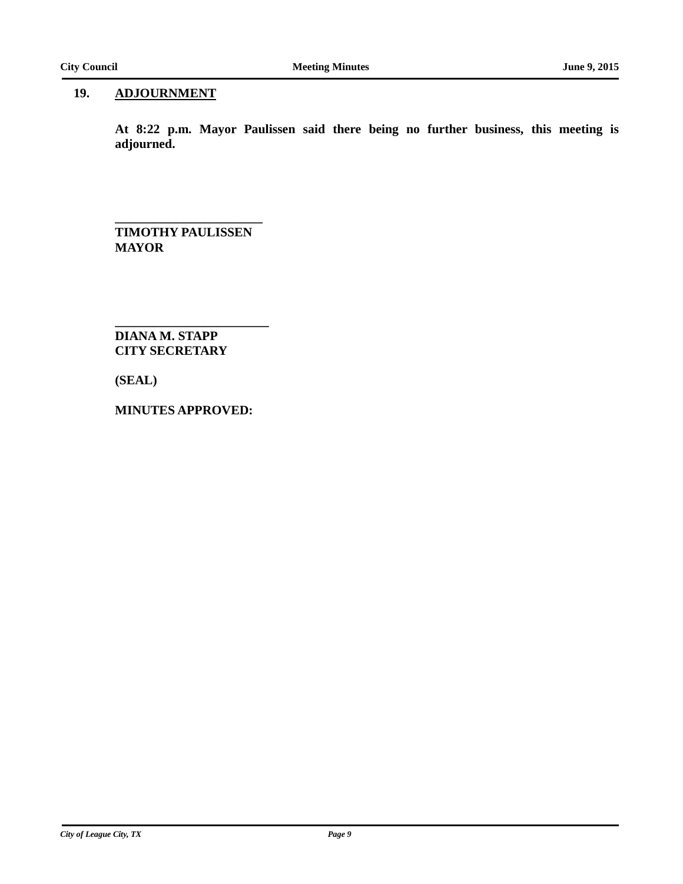## 19. ADJOURNMENT

**At 8:22 p.m. Mayor Paulissen said there being no further business, this meeting is adjourned.**

**\_\_\_\_\_\_\_\_\_\_\_\_\_\_\_\_\_\_\_\_\_\_\_\_**
**TIMOTHY PAULISSEN**
**MAYOR**

**\_\_\_\_\_\_\_\_\_\_\_\_\_\_\_\_\_\_\_\_\_\_\_\_\_**
**DIANA M. STAPP**
**CITY SECRETARY**

**(SEAL)**

**MINUTES APPROVED:**